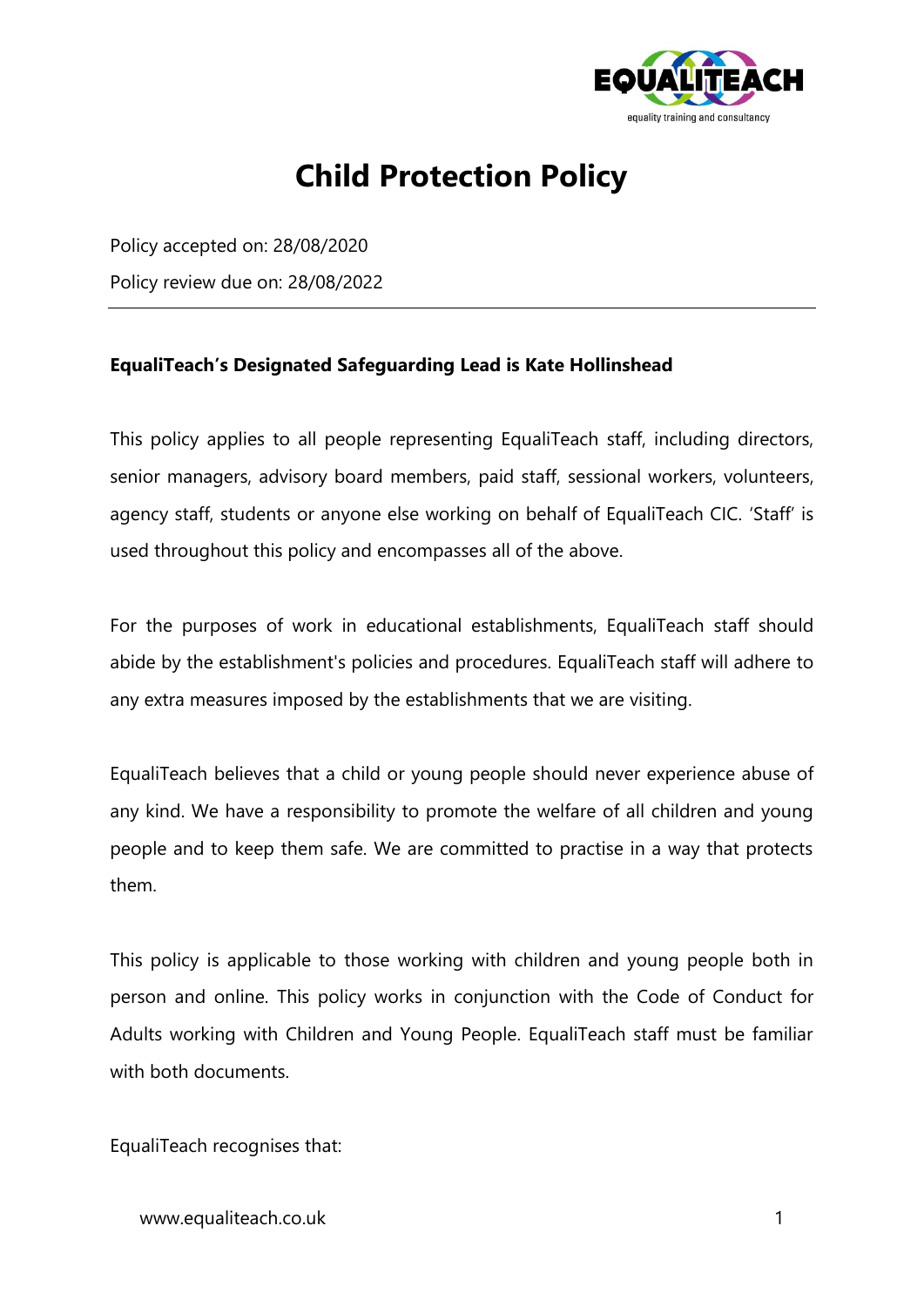# Child Protection Policy

Policy accepted on: 28/08/2020

Policy review due on: 28/08/2022

---

**EqualiTeach's Designated Safeguarding Lead is Kate Hollinshead**

This policy applies to all people representing EqualiTeach staff, including directors, senior managers, advisory board members, paid staff, sessional workers, volunteers, agency staff, students or anyone else working on behalf of EqualiTeach CIC. 'Staff' is used throughout this policy and encompasses all of the above.

For the purposes of work in educational establishments, EqualiTeach staff should abide by the establishment's policies and procedures. EqualiTeach staff will adhere to any extra measures imposed by the establishments that we are visiting.

EqualiTeach believes that a child or young people should never experience abuse of any kind. We have a responsibility to promote the welfare of all children and young people and to keep them safe. We are committed to practise in a way that protects them.

This policy is applicable to those working with children and young people both in person and online. This policy works in conjunction with the Code of Conduct for Adults working with Children and Young People. EqualiTeach staff must be familiar with both documents.

EqualiTeach recognises that: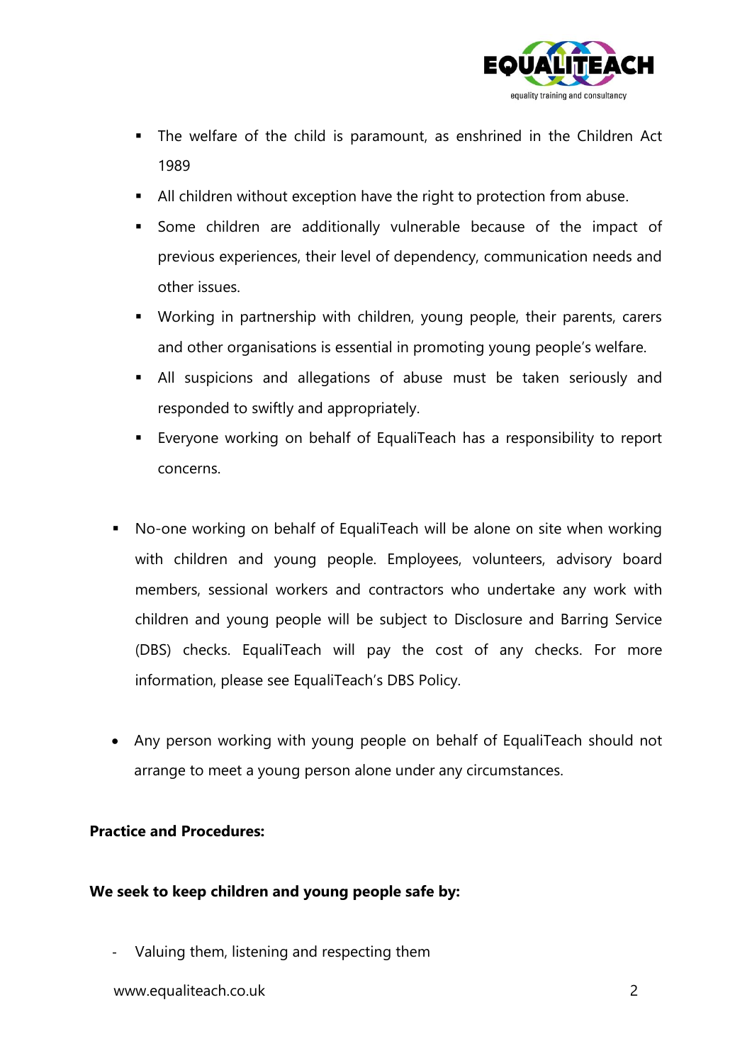- The welfare of the child is paramount, as enshrined in the Children Act 1989
- All children without exception have the right to protection from abuse.
- Some children are additionally vulnerable because of the impact of previous experiences, their level of dependency, communication needs and other issues.
- Working in partnership with children, young people, their parents, carers and other organisations is essential in promoting young people's welfare.
- All suspicions and allegations of abuse must be taken seriously and responded to swiftly and appropriately.
- Everyone working on behalf of EqualiTeach has a responsibility to report concerns.

- No-one working on behalf of EqualiTeach will be alone on site when working with children and young people. Employees, volunteers, advisory board members, sessional workers and contractors who undertake any work with children and young people will be subject to Disclosure and Barring Service (DBS) checks. EqualiTeach will pay the cost of any checks. For more information, please see EqualiTeach's DBS Policy.

- Any person working with young people on behalf of EqualiTeach should not arrange to meet a young person alone under any circumstances.

**Practice and Procedures:**

**We seek to keep children and young people safe by:**

- Valuing them, listening and respecting them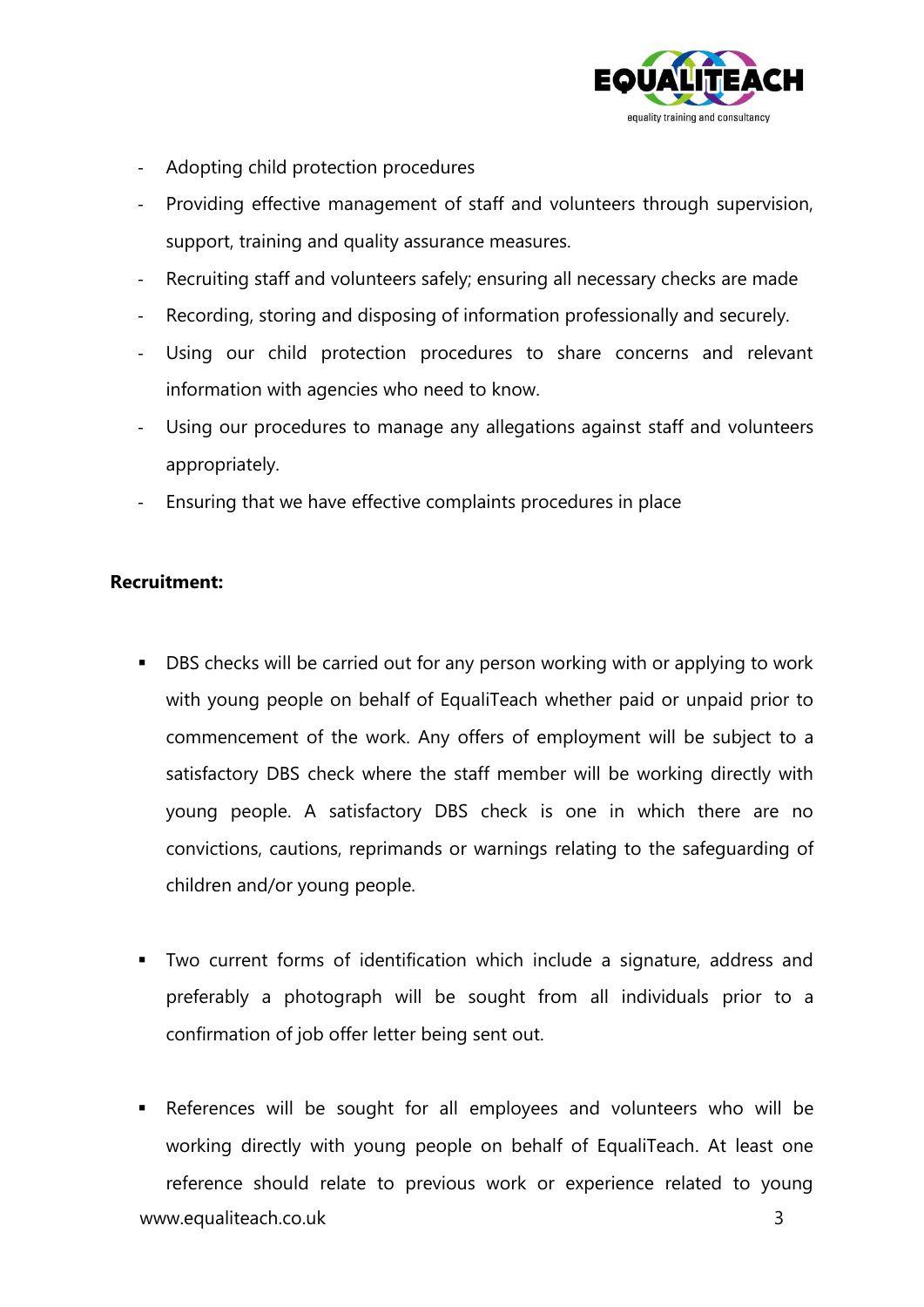- Adopting child protection procedures
- Providing effective management of staff and volunteers through supervision, support, training and quality assurance measures.
- Recruiting staff and volunteers safely; ensuring all necessary checks are made
- Recording, storing and disposing of information professionally and securely.
- Using our child protection procedures to share concerns and relevant information with agencies who need to know.
- Using our procedures to manage any allegations against staff and volunteers appropriately.
- Ensuring that we have effective complaints procedures in place

**Recruitment:**

- DBS checks will be carried out for any person working with or applying to work with young people on behalf of EqualiTeach whether paid or unpaid prior to commencement of the work. Any offers of employment will be subject to a satisfactory DBS check where the staff member will be working directly with young people. A satisfactory DBS check is one in which there are no convictions, cautions, reprimands or warnings relating to the safeguarding of children and/or young people.

- Two current forms of identification which include a signature, address and preferably a photograph will be sought from all individuals prior to a confirmation of job offer letter being sent out.

- References will be sought for all employees and volunteers who will be working directly with young people on behalf of EqualiTeach. At least one reference should relate to previous work or experience related to young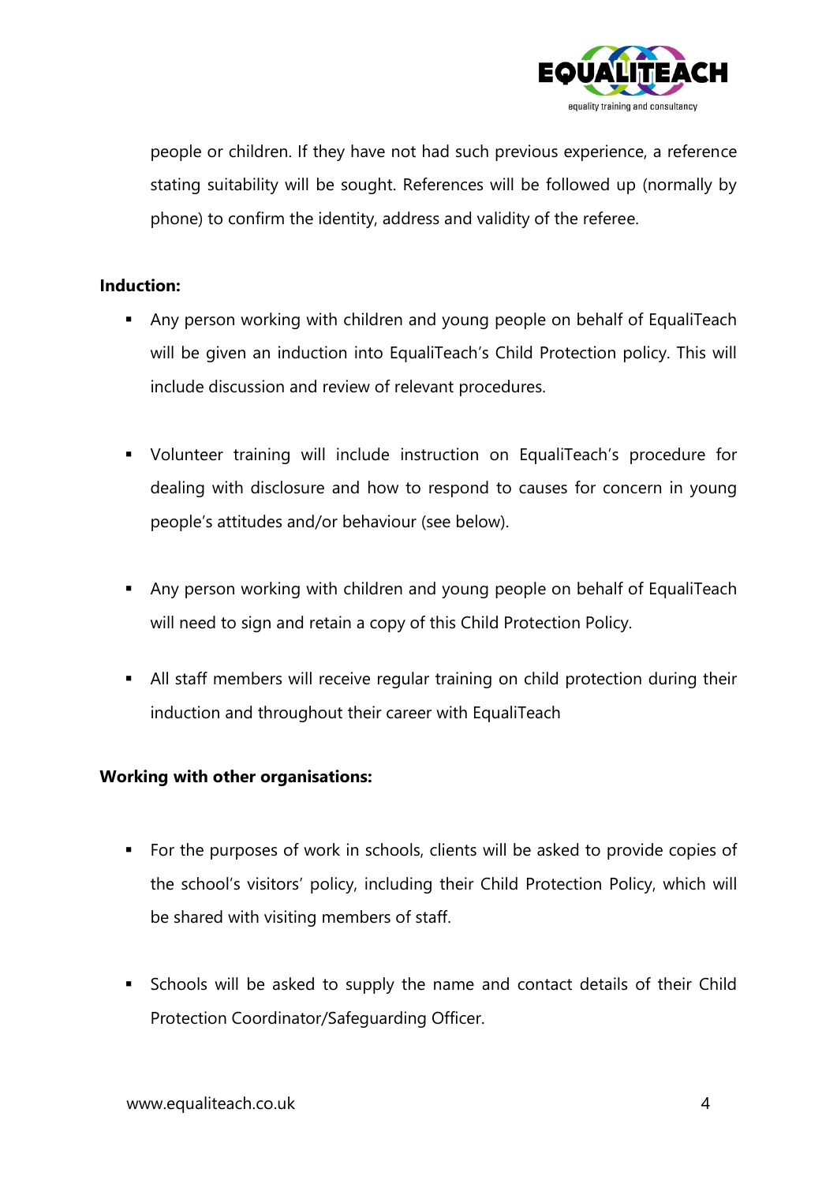people or children. If they have not had such previous experience, a reference stating suitability will be sought. References will be followed up (normally by phone) to confirm the identity, address and validity of the referee.

**Induction:**

- Any person working with children and young people on behalf of EqualiTeach will be given an induction into EqualiTeach's Child Protection policy. This will include discussion and review of relevant procedures.

- Volunteer training will include instruction on EqualiTeach's procedure for dealing with disclosure and how to respond to causes for concern in young people's attitudes and/or behaviour (see below).

- Any person working with children and young people on behalf of EqualiTeach will need to sign and retain a copy of this Child Protection Policy.

- All staff members will receive regular training on child protection during their induction and throughout their career with EqualiTeach

**Working with other organisations:**

- For the purposes of work in schools, clients will be asked to provide copies of the school's visitors' policy, including their Child Protection Policy, which will be shared with visiting members of staff.

- Schools will be asked to supply the name and contact details of their Child Protection Coordinator/Safeguarding Officer.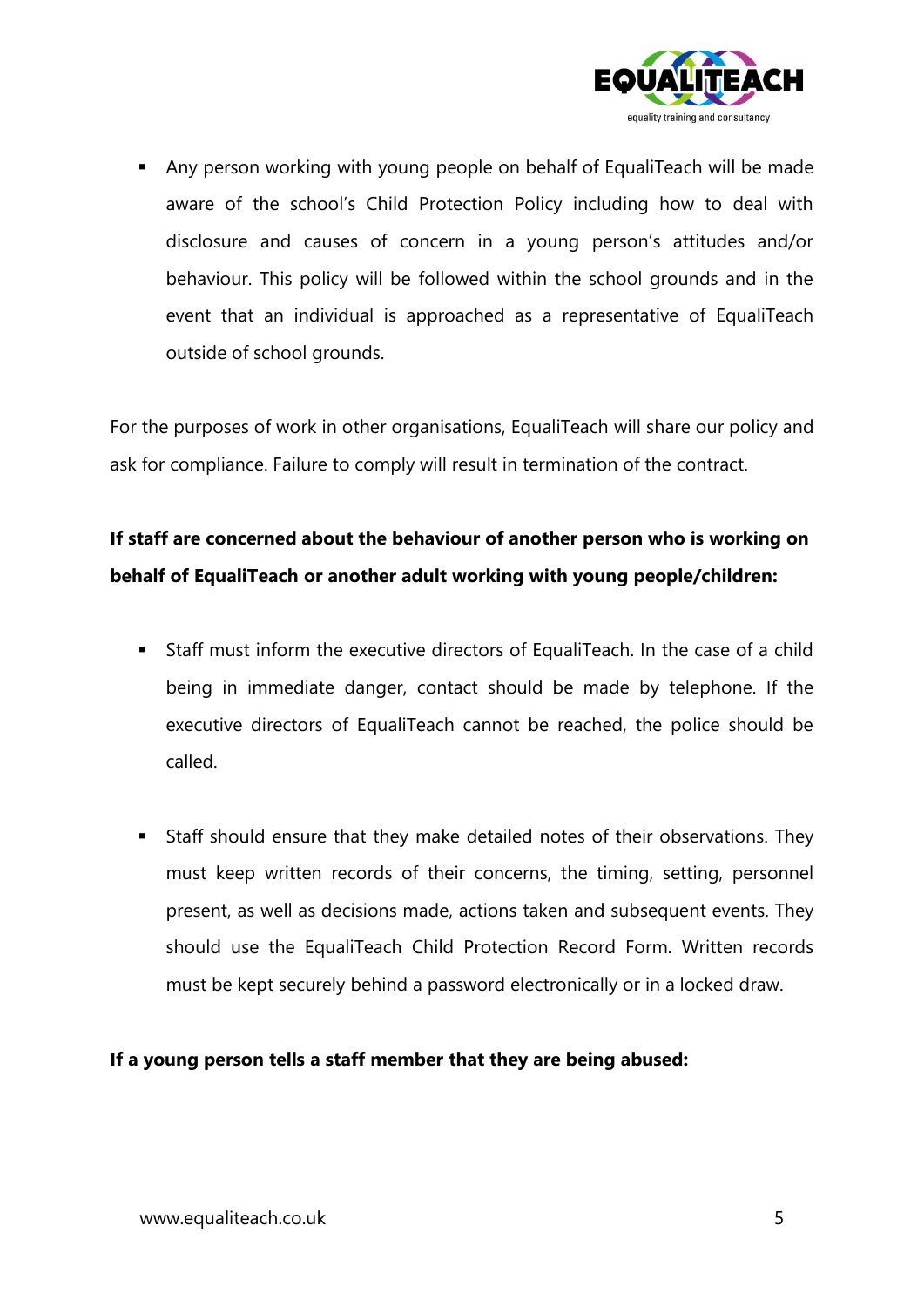- Any person working with young people on behalf of EqualiTeach will be made aware of the school's Child Protection Policy including how to deal with disclosure and causes of concern in a young person's attitudes and/or behaviour. This policy will be followed within the school grounds and in the event that an individual is approached as a representative of EqualiTeach outside of school grounds.

For the purposes of work in other organisations, EqualiTeach will share our policy and ask for compliance. Failure to comply will result in termination of the contract.

**If staff are concerned about the behaviour of another person who is working on behalf of EqualiTeach or another adult working with young people/children:**

- Staff must inform the executive directors of EqualiTeach. In the case of a child being in immediate danger, contact should be made by telephone. If the executive directors of EqualiTeach cannot be reached, the police should be called.

- Staff should ensure that they make detailed notes of their observations. They must keep written records of their concerns, the timing, setting, personnel present, as well as decisions made, actions taken and subsequent events. They should use the EqualiTeach Child Protection Record Form. Written records must be kept securely behind a password electronically or in a locked draw.

**If a young person tells a staff member that they are being abused:**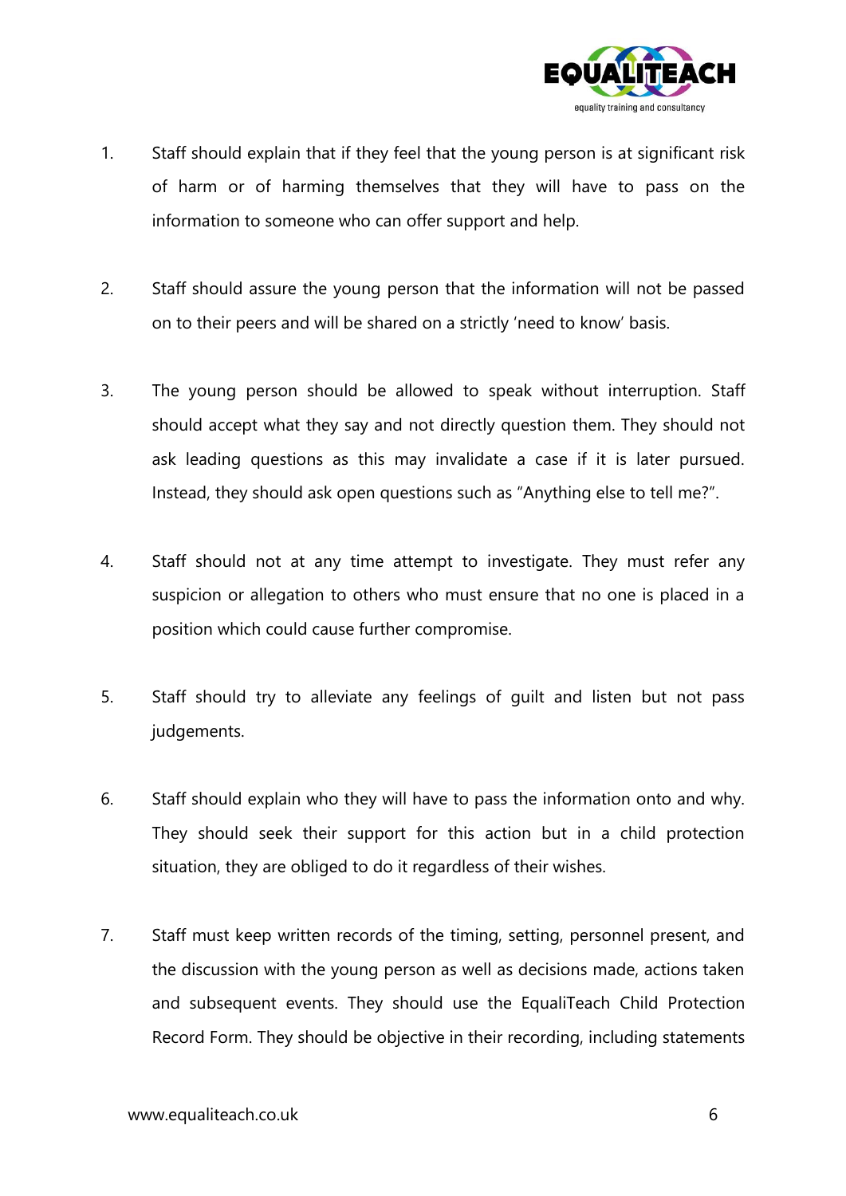1. Staff should explain that if they feel that the young person is at significant risk of harm or of harming themselves that they will have to pass on the information to someone who can offer support and help.

2. Staff should assure the young person that the information will not be passed on to their peers and will be shared on a strictly 'need to know' basis.

3. The young person should be allowed to speak without interruption. Staff should accept what they say and not directly question them. They should not ask leading questions as this may invalidate a case if it is later pursued. Instead, they should ask open questions such as "Anything else to tell me?".

4. Staff should not at any time attempt to investigate. They must refer any suspicion or allegation to others who must ensure that no one is placed in a position which could cause further compromise.

5. Staff should try to alleviate any feelings of guilt and listen but not pass judgements.

6. Staff should explain who they will have to pass the information onto and why. They should seek their support for this action but in a child protection situation, they are obliged to do it regardless of their wishes.

7. Staff must keep written records of the timing, setting, personnel present, and the discussion with the young person as well as decisions made, actions taken and subsequent events. They should use the EqualiTeach Child Protection Record Form. They should be objective in their recording, including statements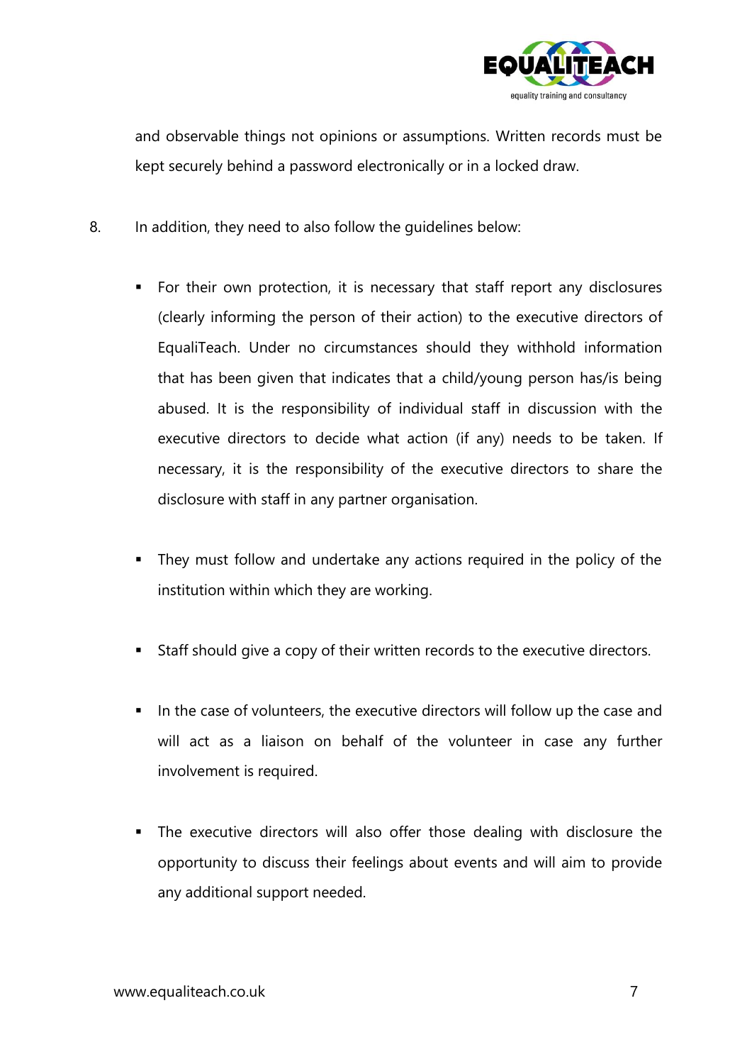and observable things not opinions or assumptions. Written records must be kept securely behind a password electronically or in a locked draw.

8. In addition, they need to also follow the guidelines below:

   - For their own protection, it is necessary that staff report any disclosures (clearly informing the person of their action) to the executive directors of EqualiTeach. Under no circumstances should they withhold information that has been given that indicates that a child/young person has/is being abused. It is the responsibility of individual staff in discussion with the executive directors to decide what action (if any) needs to be taken. If necessary, it is the responsibility of the executive directors to share the disclosure with staff in any partner organisation.

   - They must follow and undertake any actions required in the policy of the institution within which they are working.

   - Staff should give a copy of their written records to the executive directors.

   - In the case of volunteers, the executive directors will follow up the case and will act as a liaison on behalf of the volunteer in case any further involvement is required.

   - The executive directors will also offer those dealing with disclosure the opportunity to discuss their feelings about events and will aim to provide any additional support needed.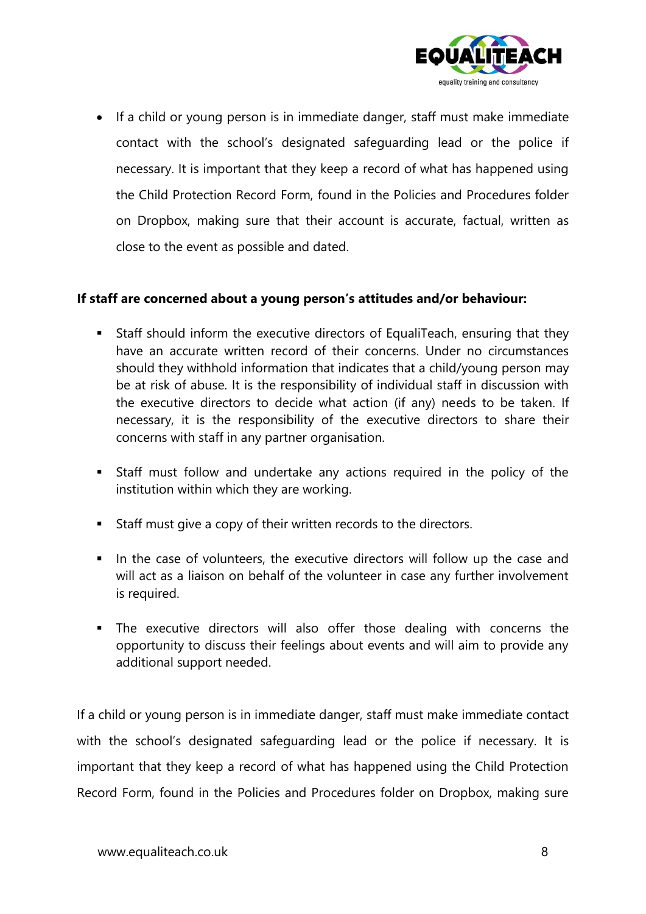- If a child or young person is in immediate danger, staff must make immediate contact with the school's designated safeguarding lead or the police if necessary. It is important that they keep a record of what has happened using the Child Protection Record Form, found in the Policies and Procedures folder on Dropbox, making sure that their account is accurate, factual, written as close to the event as possible and dated.

**If staff are concerned about a young person's attitudes and/or behaviour:**

- Staff should inform the executive directors of EqualiTeach, ensuring that they have an accurate written record of their concerns. Under no circumstances should they withhold information that indicates that a child/young person may be at risk of abuse. It is the responsibility of individual staff in discussion with the executive directors to decide what action (if any) needs to be taken. If necessary, it is the responsibility of the executive directors to share their concerns with staff in any partner organisation.
- Staff must follow and undertake any actions required in the policy of the institution within which they are working.
- Staff must give a copy of their written records to the directors.
- In the case of volunteers, the executive directors will follow up the case and will act as a liaison on behalf of the volunteer in case any further involvement is required.
- The executive directors will also offer those dealing with concerns the opportunity to discuss their feelings about events and will aim to provide any additional support needed.

If a child or young person is in immediate danger, staff must make immediate contact with the school's designated safeguarding lead or the police if necessary. It is important that they keep a record of what has happened using the Child Protection Record Form, found in the Policies and Procedures folder on Dropbox, making sure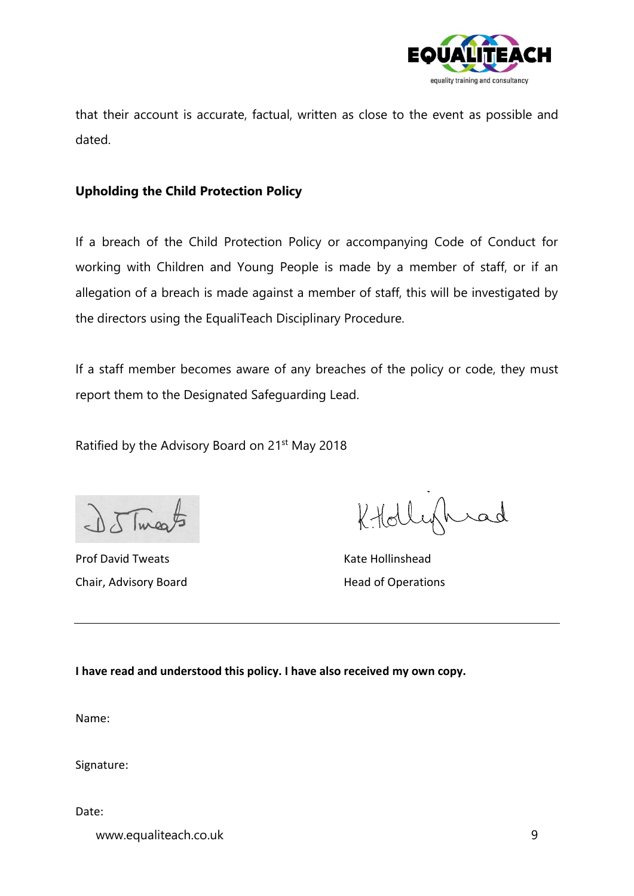that their account is accurate, factual, written as close to the event as possible and dated.

### Upholding the Child Protection Policy

If a breach of the Child Protection Policy or accompanying Code of Conduct for working with Children and Young People is made by a member of staff, or if an allegation of a breach is made against a member of staff, this will be investigated by the directors using the EqualiTeach Disciplinary Procedure.

If a staff member becomes aware of any breaches of the policy or code, they must report them to the Designated Safeguarding Lead.

Ratified by the Advisory Board on 21st May 2018

Prof David Tweats
Chair, Advisory Board

Kate Hollinshead
Head of Operations

---

**I have read and understood this policy. I have also received my own copy.**

Name:

Signature:

Date: